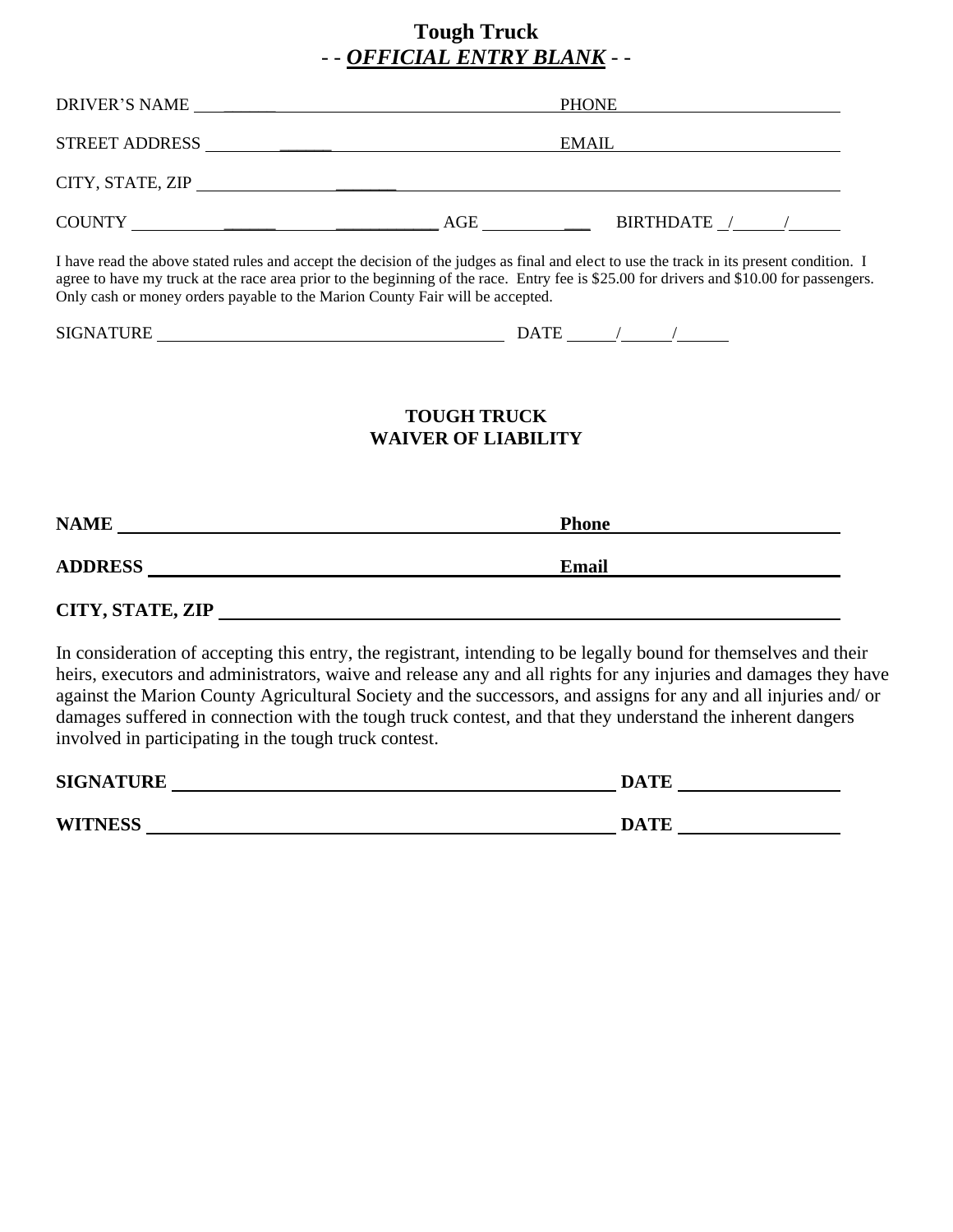# Tough Truck

## - - ***OFFICIAL ENTRY BLANK*** - -

DRIVER'S NAME ______________________________ PHONE ______________________

STREET ADDRESS ______________________________ EMAIL ______________________

CITY, STATE, ZIP ______________________________________________________

COUNTY ______________________________ AGE __________ BIRTHDATE ___/___/___

I have read the above stated rules and accept the decision of the judges as final and elect to use the track in its present condition. I agree to have my truck at the race area prior to the beginning of the race. Entry fee is $25.00 for drivers and $10.00 for passengers. Only cash or money orders payable to the Marion County Fair will be accepted.

SIGNATURE ______________________________ DATE ___/___/___

## TOUGH TRUCK
## WAIVER OF LIABILITY

**NAME** ______________________________ **Phone** ______________________

**ADDRESS** ______________________________ **Email** ______________________

**CITY, STATE, ZIP** ______________________________________________________

In consideration of accepting this entry, the registrant, intending to be legally bound for themselves and their heirs, executors and administrators, waive and release any and all rights for any injuries and damages they have against the Marion County Agricultural Society and the successors, and assigns for any and all injuries and/ or damages suffered in connection with the tough truck contest, and that they understand the inherent dangers involved in participating in the tough truck contest.

**SIGNATURE** ______________________________ **DATE** ______________

**WITNESS** ______________________________ **DATE** ______________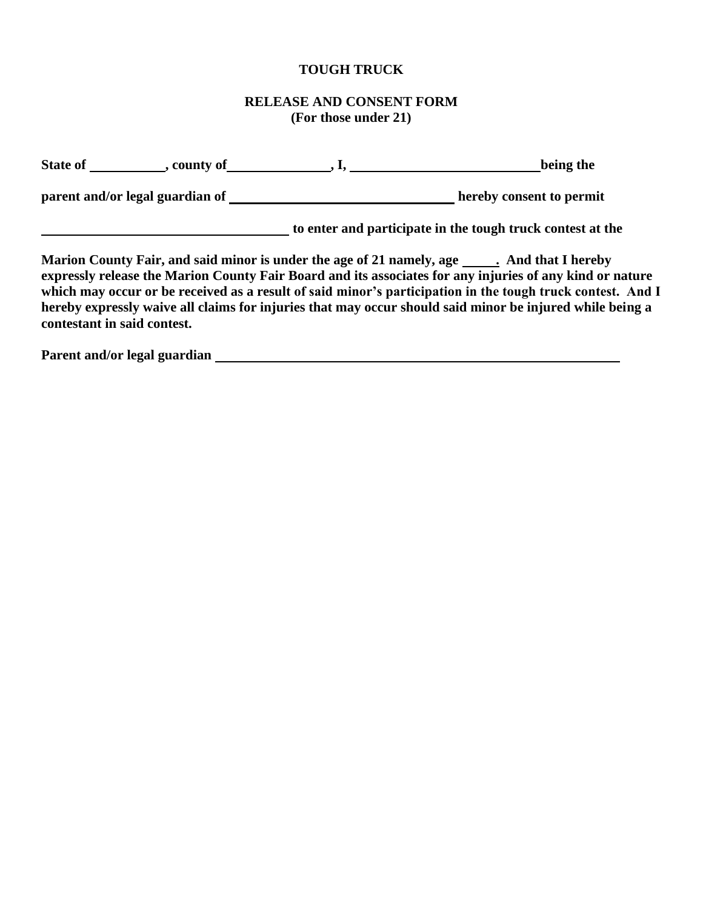**TOUGH TRUCK**

**RELEASE AND CONSENT FORM**
**(For those under 21)**

**State of \_\_\_\_\_\_\_\_\_\_\_, county of\_\_\_\_\_\_\_\_\_\_\_\_\_\_\_, I, \_\_\_\_\_\_\_\_\_\_\_\_\_\_\_\_\_\_\_\_\_\_\_\_\_\_\_\_ being the**

**parent and/or legal guardian of \_\_\_\_\_\_\_\_\_\_\_\_\_\_\_\_\_\_\_\_\_\_\_\_\_\_\_\_\_\_\_\_\_ hereby consent to permit**

**\_\_\_\_\_\_\_\_\_\_\_\_\_\_\_\_\_\_\_\_\_\_\_\_\_\_\_\_\_\_\_\_\_\_\_\_ to enter and participate in the tough truck contest at the**

**Marion County Fair, and said minor is under the age of 21 namely, age \_\_\_\_\_. And that I hereby expressly release the Marion County Fair Board and its associates for any injuries of any kind or nature which may occur or be received as a result of said minor's participation in the tough truck contest. And I hereby expressly waive all claims for injuries that may occur should said minor be injured while being a contestant in said contest.**

**Parent and/or legal guardian \_\_\_\_\_\_\_\_\_\_\_\_\_\_\_\_\_\_\_\_\_\_\_\_\_\_\_\_\_\_\_\_\_\_\_\_\_\_\_\_\_\_\_\_\_\_\_\_\_\_\_\_\_\_\_\_\_\_\_\_**